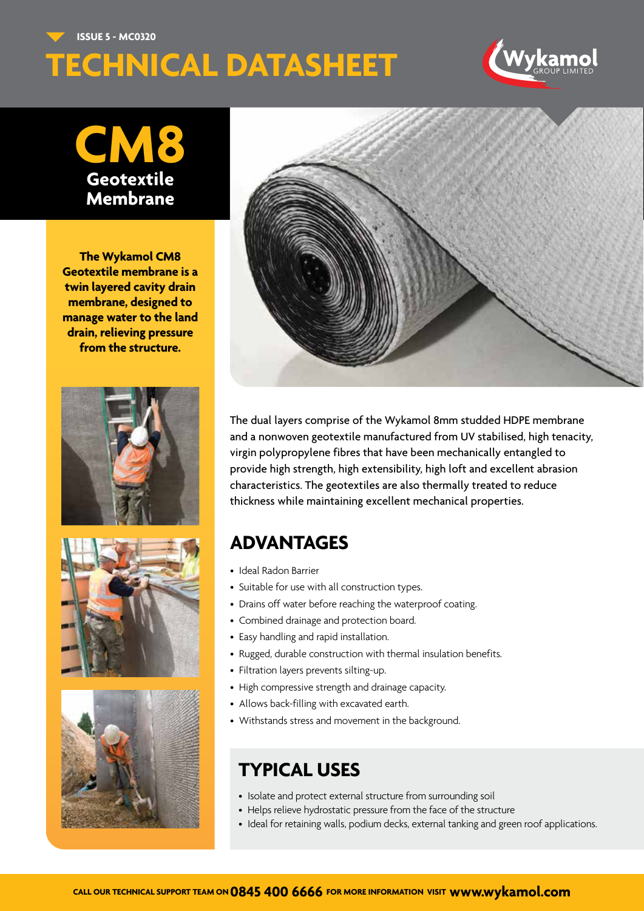ISSUE 5 - MC0320

# TECHNICAL DATASHEET

# CM8
## Geotextile Membrane

**The Wykamol CM8 Geotextile membrane is a twin layered cavity drain membrane, designed to manage water to the land drain, relieving pressure from the structure.**

The dual layers comprise of the Wykamol 8mm studded HDPE membrane and a nonwoven geotextile manufactured from UV stabilised, high tenacity, virgin polypropylene fibres that have been mechanically entangled to provide high strength, high extensibility, high loft and excellent abrasion characteristics. The geotextiles are also thermally treated to reduce thickness while maintaining excellent mechanical properties.

## ADVANTAGES

- Ideal Radon Barrier
- Suitable for use with all construction types.
- Drains off water before reaching the waterproof coating.
- Combined drainage and protection board.
- Easy handling and rapid installation.
- Rugged, durable construction with thermal insulation benefits.
- Filtration layers prevents silting-up.
- High compressive strength and drainage capacity.
- Allows back-filling with excavated earth.
- Withstands stress and movement in the background.

## TYPICAL USES

- Isolate and protect external structure from surrounding soil
- Helps relieve hydrostatic pressure from the face of the structure
- Ideal for retaining walls, podium decks, external tanking and green roof applications.

CALL OUR TECHNICAL SUPPORT TEAM ON **0845 400 6666** FOR MORE INFORMATION VISIT **www.wykamol.com**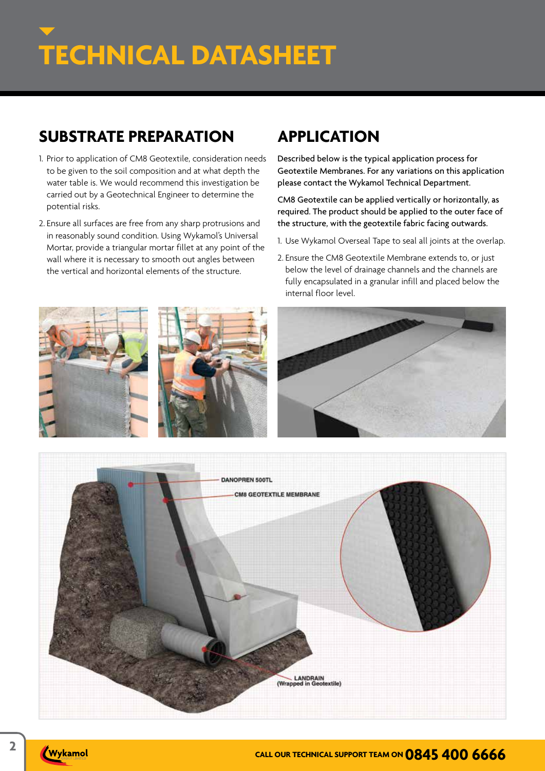# TECHNICAL DATASHEET

## SUBSTRATE PREPARATION

1. Prior to application of CM8 Geotextile, consideration needs to be given to the soil composition and at what depth the water table is. We would recommend this investigation be carried out by a Geotechnical Engineer to determine the potential risks.
2. Ensure all surfaces are free from any sharp protrusions and in reasonably sound condition. Using Wykamol's Universal Mortar, provide a triangular mortar fillet at any point of the wall where it is necessary to smooth out angles between the vertical and horizontal elements of the structure.

## APPLICATION

Described below is the typical application process for Geotextile Membranes. For any variations on this application please contact the Wykamol Technical Department.

CM8 Geotextile can be applied vertically or horizontally, as required. The product should be applied to the outer face of the structure, with the geotextile fabric facing outwards.

1. Use Wykamol Overseal Tape to seal all joints at the overlap.
2. Ensure the CM8 Geotextile Membrane extends to, or just below the level of drainage channels and the channels are fully encapsulated in a granular infill and placed below the internal floor level.

DANOPREN 500TL

CM8 GEOTEXTILE MEMBRANE

LANDRAIN (Wrapped in Geotextile)

CALL OUR TECHNICAL SUPPORT TEAM ON **0845 400 6666**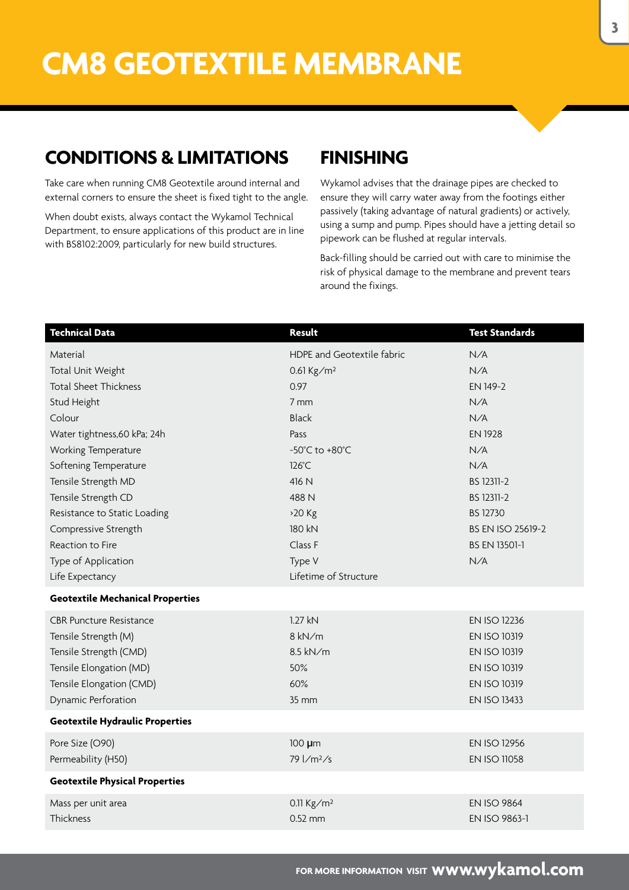# CM8 GEOTEXTILE MEMBRANE

## CONDITIONS & LIMITATIONS

Take care when running CM8 Geotextile around internal and external corners to ensure the sheet is fixed tight to the angle.

When doubt exists, always contact the Wykamol Technical Department, to ensure applications of this product are in line with BS8102:2009, particularly for new build structures.

## FINISHING

Wykamol advises that the drainage pipes are checked to ensure they will carry water away from the footings either passively (taking advantage of natural gradients) or actively, using a sump and pump. Pipes should have a jetting detail so pipework can be flushed at regular intervals.

Back-filling should be carried out with care to minimise the risk of physical damage to the membrane and prevent tears around the fixings.

| Technical Data | Result | Test Standards |
|---|---|---|
| Material | HDPE and Geotextile fabric | N/A |
| Total Unit Weight | 0.61 Kg/m² | N/A |
| Total Sheet Thickness | 0.97 | EN 149-2 |
| Stud Height | 7 mm | N/A |
| Colour | Black | N/A |
| Water tightness,60 kPa; 24h | Pass | EN 1928 |
| Working Temperature | -50°C to +80°C | N/A |
| Softening Temperature | 126°C | N/A |
| Tensile Strength MD | 416 N | BS 12311-2 |
| Tensile Strength CD | 488 N | BS 12311-2 |
| Resistance to Static Loading | >20 Kg | BS 12730 |
| Compressive Strength | 180 kN | BS EN ISO 25619-2 |
| Reaction to Fire | Class F | BS EN 13501-1 |
| Type of Application | Type V | N/A |
| Life Expectancy | Lifetime of Structure | |
| **Geotextile Mechanical Properties** | | |
| CBR Puncture Resistance | 1.27 kN | EN ISO 12236 |
| Tensile Strength (M) | 8 kN/m | EN ISO 10319 |
| Tensile Strength (CMD) | 8.5 kN/m | EN ISO 10319 |
| Tensile Elongation (MD) | 50% | EN ISO 10319 |
| Tensile Elongation (CMD) | 60% | EN ISO 10319 |
| Dynamic Perforation | 35 mm | EN ISO 13433 |
| **Geotextile Hydraulic Properties** | | |
| Pore Size (O90) | 100 µm | EN ISO 12956 |
| Permeability (H50) | 79 l/m²/s | EN ISO 11058 |
| **Geotextile Physical Properties** | | |
| Mass per unit area | 0.11 Kg/m² | EN ISO 9864 |
| Thickness | 0.52 mm | EN ISO 9863-1 |

FOR MORE INFORMATION VISIT **www.wykamol.com**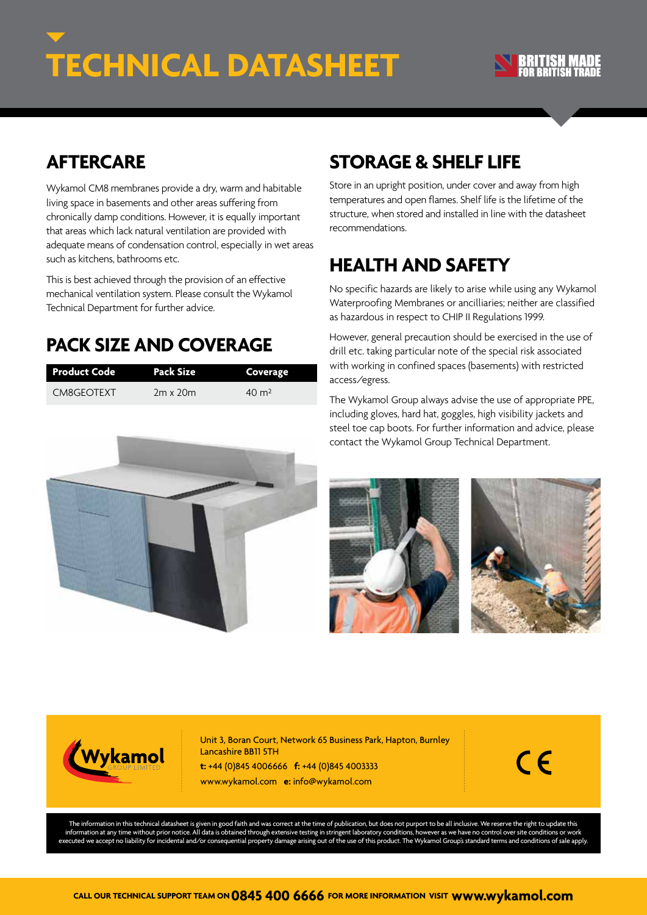# TECHNICAL DATASHEET

## AFTERCARE

Wykamol CM8 membranes provide a dry, warm and habitable living space in basements and other areas suffering from chronically damp conditions. However, it is equally important that areas which lack natural ventilation are provided with adequate means of condensation control, especially in wet areas such as kitchens, bathrooms etc.

This is best achieved through the provision of an effective mechanical ventilation system. Please consult the Wykamol Technical Department for further advice.

## PACK SIZE AND COVERAGE

| Product Code | Pack Size | Coverage |
|---|---|---|
| CM8GEOTEXT | 2m x 20m | 40 m² |

## STORAGE & SHELF LIFE

Store in an upright position, under cover and away from high temperatures and open flames. Shelf life is the lifetime of the structure, when stored and installed in line with the datasheet recommendations.

## HEALTH AND SAFETY

No specific hazards are likely to arise while using any Wykamol Waterproofing Membranes or ancilliaries; neither are classified as hazardous in respect to CHIP II Regulations 1999.

However, general precaution should be exercised in the use of drill etc. taking particular note of the special risk associated with working in confined spaces (basements) with restricted access/egress.

The Wykamol Group always advise the use of appropriate PPE, including gloves, hard hat, goggles, high visibility jackets and steel toe cap boots. For further information and advice, please contact the Wykamol Group Technical Department.

Unit 3, Boran Court, Network 65 Business Park, Hapton, Burnley
Lancashire BB11 5TH
**t:** +44 (0)845 4006666 **f:** +44 (0)845 4003333
www.wykamol.com **e:** info@wykamol.com

The information in this technical datasheet is given in good faith and was correct at the time of publication, but does not purport to be all inclusive. We reserve the right to update this information at any time without prior notice. All data is obtained through extensive testing in stringent laboratory conditions, however as we have no control over site conditions or work executed we accept no liability for incidental and/or consequential property damage arising out of the use of this product. The Wykamol Group's standard terms and conditions of sale apply.

CALL OUR TECHNICAL SUPPORT TEAM ON **0845 400 6666** FOR MORE INFORMATION VISIT **www.wykamol.com**